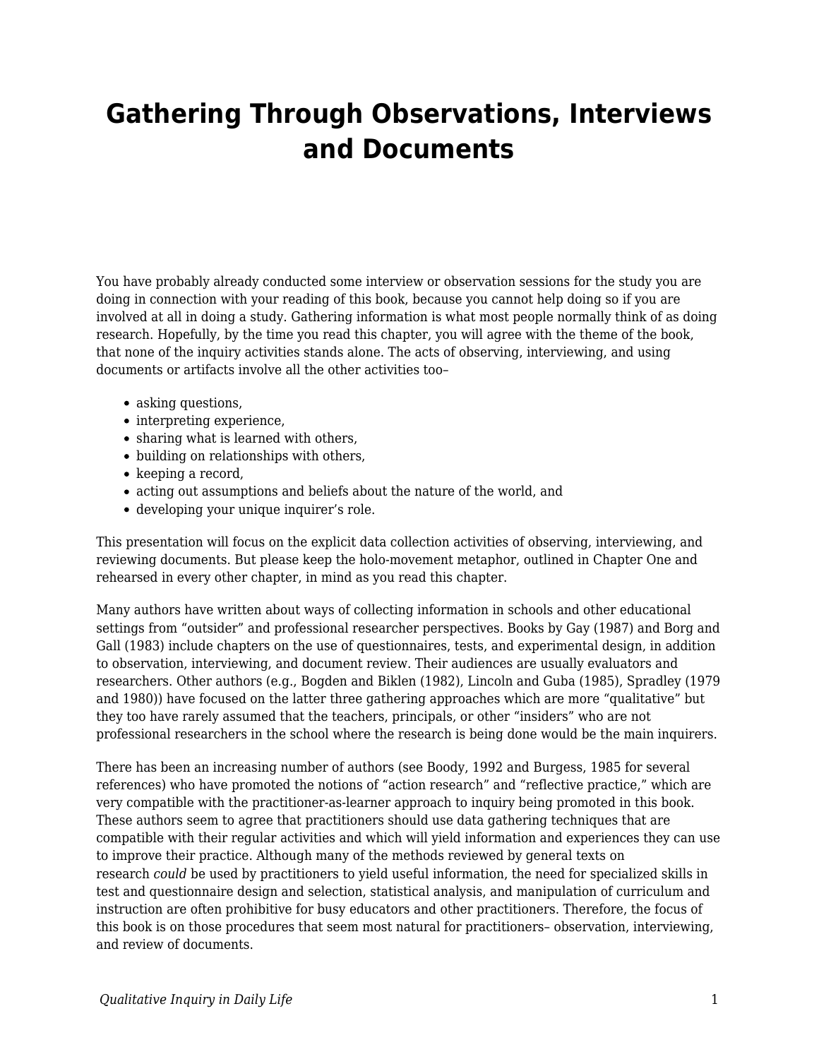# Gathering Through Observations, Interviews and Documents

You have probably already conducted some interview or observation sessions for the study you are doing in connection with your reading of this book, because you cannot help doing so if you are involved at all in doing a study. Gathering information is what most people normally think of as doing research. Hopefully, by the time you read this chapter, you will agree with the theme of the book, that none of the inquiry activities stands alone. The acts of observing, interviewing, and using documents or artifacts involve all the other activities too–

- asking questions,
- interpreting experience,
- sharing what is learned with others,
- building on relationships with others,
- keeping a record,
- acting out assumptions and beliefs about the nature of the world, and
- developing your unique inquirer's role.

This presentation will focus on the explicit data collection activities of observing, interviewing, and reviewing documents. But please keep the holo-movement metaphor, outlined in Chapter One and rehearsed in every other chapter, in mind as you read this chapter.

Many authors have written about ways of collecting information in schools and other educational settings from "outsider" and professional researcher perspectives. Books by Gay (1987) and Borg and Gall (1983) include chapters on the use of questionnaires, tests, and experimental design, in addition to observation, interviewing, and document review. Their audiences are usually evaluators and researchers. Other authors (e.g., Bogden and Biklen (1982), Lincoln and Guba (1985), Spradley (1979 and 1980)) have focused on the latter three gathering approaches which are more "qualitative" but they too have rarely assumed that the teachers, principals, or other "insiders" who are not professional researchers in the school where the research is being done would be the main inquirers.

There has been an increasing number of authors (see Boody, 1992 and Burgess, 1985 for several references) who have promoted the notions of "action research" and "reflective practice," which are very compatible with the practitioner-as-learner approach to inquiry being promoted in this book. These authors seem to agree that practitioners should use data gathering techniques that are compatible with their regular activities and which will yield information and experiences they can use to improve their practice. Although many of the methods reviewed by general texts on research *could* be used by practitioners to yield useful information, the need for specialized skills in test and questionnaire design and selection, statistical analysis, and manipulation of curriculum and instruction are often prohibitive for busy educators and other practitioners. Therefore, the focus of this book is on those procedures that seem most natural for practitioners– observation, interviewing, and review of documents.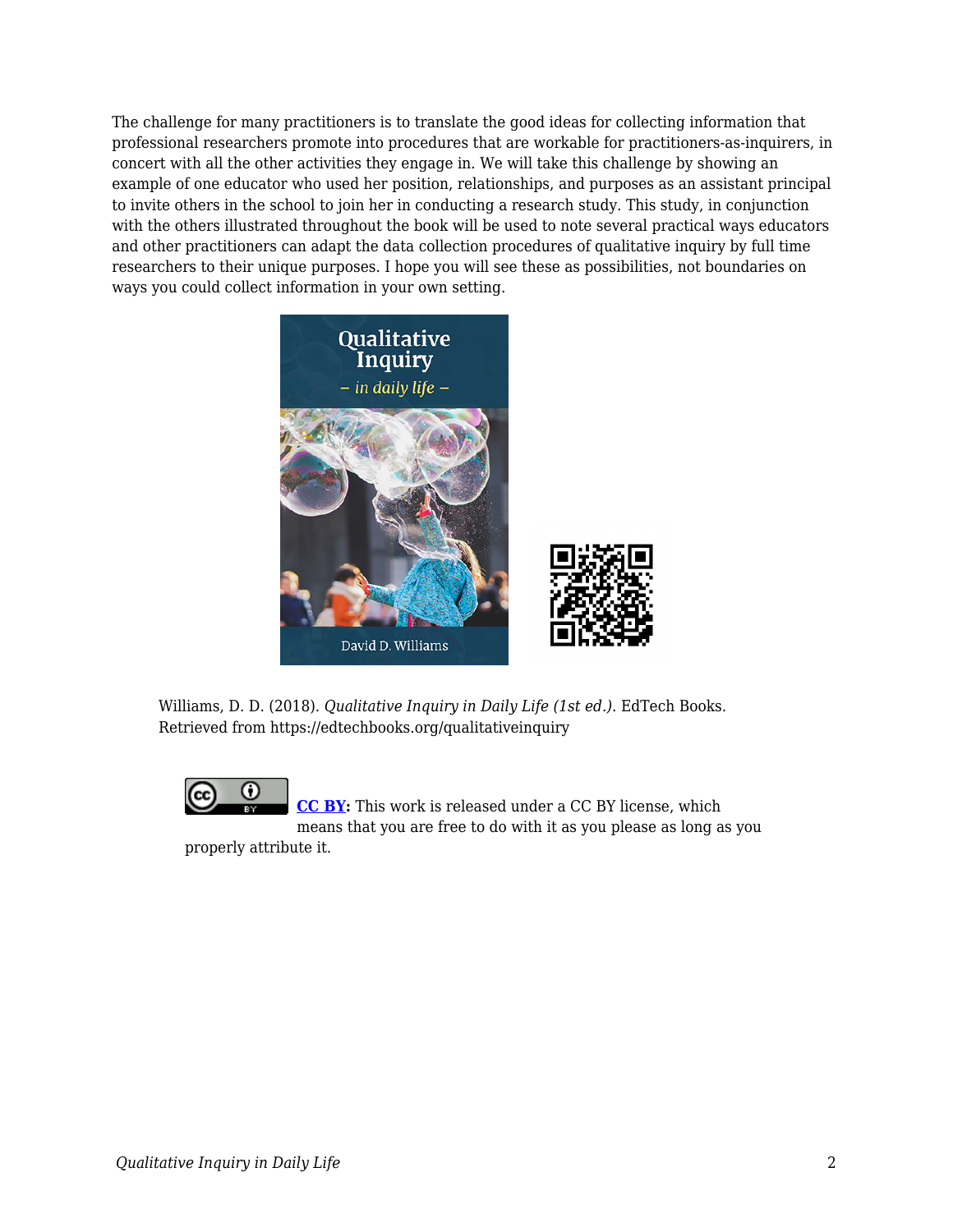The challenge for many practitioners is to translate the good ideas for collecting information that professional researchers promote into procedures that are workable for practitioners-as-inquirers, in concert with all the other activities they engage in. We will take this challenge by showing an example of one educator who used her position, relationships, and purposes as an assistant principal to invite others in the school to join her in conducting a research study. This study, in conjunction with the others illustrated throughout the book will be used to note several practical ways educators and other practitioners can adapt the data collection procedures of qualitative inquiry by full time researchers to their unique purposes. I hope you will see these as possibilities, not boundaries on ways you could collect information in your own setting.

Williams, D. D. (2018). *Qualitative Inquiry in Daily Life (1st ed.)*. EdTech Books. Retrieved from https://edtechbooks.org/qualitativeinquiry

**CC BY:** This work is released under a CC BY license, which means that you are free to do with it as you please as long as you properly attribute it.